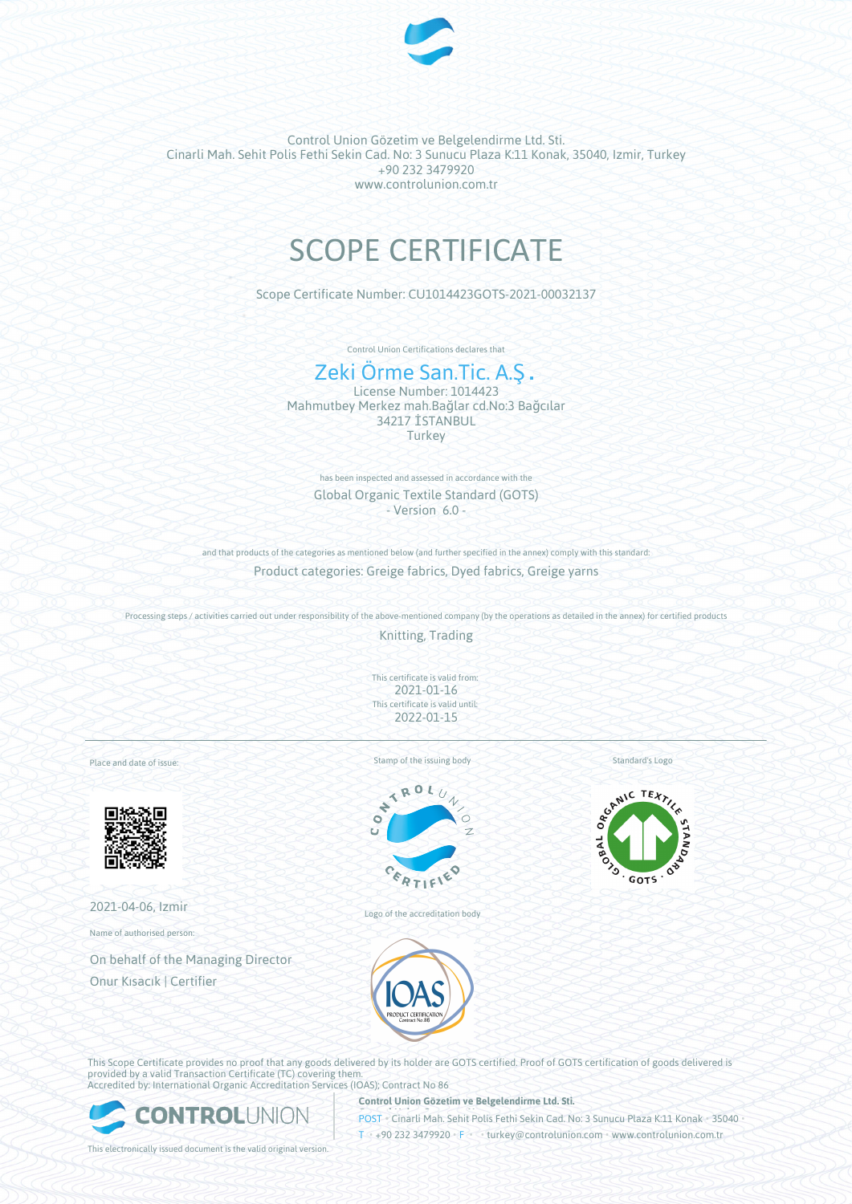Control Union Gözetim ve Belgelendirme Ltd. Sti.
Cinarli Mah. Sehit Polis Fethi Sekin Cad. No: 3 Sunucu Plaza K:11 Konak, 35040, Izmir, Turkey
+90 232 3479920
www.controlunion.com.tr

# SCOPE CERTIFICATE

Scope Certificate Number: CU1014423GOTS-2021-00032137

Control Union Certifications declares that

## Zeki Örme San.Tic. A.Ş.

License Number: 1014423
Mahmutbey Merkez mah.Bağlar cd.No:3 Bağcılar
34217 İSTANBUL
Turkey

has been inspected and assessed in accordance with the

Global Organic Textile Standard (GOTS)
- Version 6.0 -

and that products of the categories as mentioned below (and further specified in the annex) comply with this standard:

Product categories: Greige fabrics, Dyed fabrics, Greige yarns

Processing steps / activities carried out under responsibility of the above-mentioned company (by the operations as detailed in the annex) for certified products

Knitting, Trading

This certificate is valid from:
2021-01-16
This certificate is valid until:
2022-01-15

Place and date of issue:

2021-04-06, Izmir

Name of authorised person:

On behalf of the Managing Director
Onur Kısacık | Certifier

Stamp of the issuing body

Logo of the accreditation body

Standard's Logo

This Scope Certificate provides no proof that any goods delivered by its holder are GOTS certified. Proof of GOTS certification of goods delivered is provided by a valid Transaction Certificate (TC) covering them.
Accredited by: International Organic Accreditation Services (IOAS); Contract No 86

This electronically issued document is the valid original version.

**Control Union Gözetim ve Belgelendirme Ltd. Sti.**
POST • Cinarli Mah. Sehit Polis Fethi Sekin Cad. No: 3 Sunucu Plaza K:11 Konak • 35040 •
T • +90 232 3479920 • F • • turkey@controlunion.com • www.controlunion.com.tr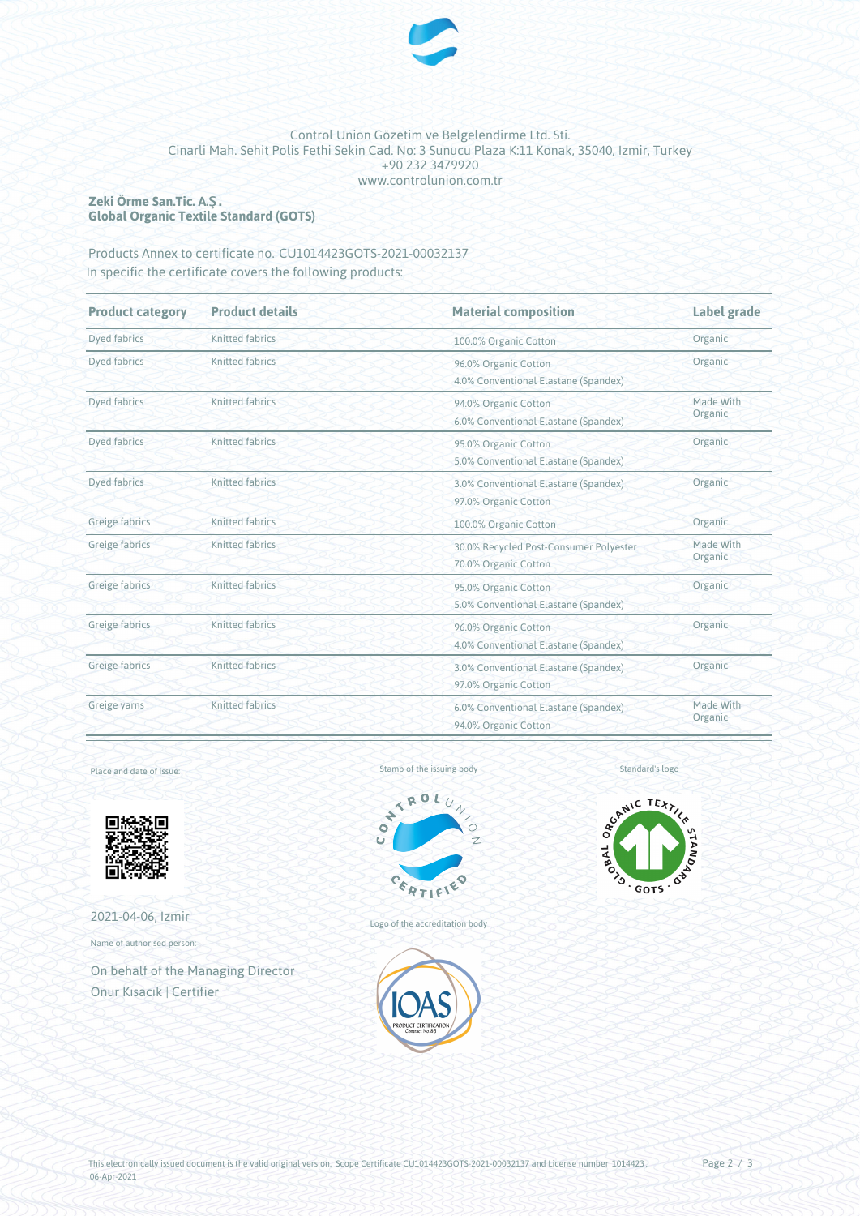Control Union Gözetim ve Belgelendirme Ltd. Sti.
Cinarli Mah. Sehit Polis Fethi Sekin Cad. No: 3 Sunucu Plaza K:11 Konak, 35040, Izmir, Turkey
+90 232 3479920
www.controlunion.com.tr

**Zeki Örme San.Tic. A.Ş.**
**Global Organic Textile Standard (GOTS)**

Products Annex to certificate no. CU1014423GOTS-2021-00032137
In specific the certificate covers the following products:

| Product category | Product details | Material composition | Label grade |
|---|---|---|---|
| Dyed fabrics | Knitted fabrics | 100.0% Organic Cotton | Organic |
| Dyed fabrics | Knitted fabrics | 96.0% Organic Cotton<br>4.0% Conventional Elastane (Spandex) | Organic |
| Dyed fabrics | Knitted fabrics | 94.0% Organic Cotton<br>6.0% Conventional Elastane (Spandex) | Made With Organic |
| Dyed fabrics | Knitted fabrics | 95.0% Organic Cotton<br>5.0% Conventional Elastane (Spandex) | Organic |
| Dyed fabrics | Knitted fabrics | 3.0% Conventional Elastane (Spandex)<br>97.0% Organic Cotton | Organic |
| Greige fabrics | Knitted fabrics | 100.0% Organic Cotton | Organic |
| Greige fabrics | Knitted fabrics | 30.0% Recycled Post-Consumer Polyester<br>70.0% Organic Cotton | Made With Organic |
| Greige fabrics | Knitted fabrics | 95.0% Organic Cotton<br>5.0% Conventional Elastane (Spandex) | Organic |
| Greige fabrics | Knitted fabrics | 96.0% Organic Cotton<br>4.0% Conventional Elastane (Spandex) | Organic |
| Greige fabrics | Knitted fabrics | 3.0% Conventional Elastane (Spandex)<br>97.0% Organic Cotton | Organic |
| Greige yarns | Knitted fabrics | 6.0% Conventional Elastane (Spandex)<br>94.0% Organic Cotton | Made With Organic |

Place and date of issue:

2021-04-06, Izmir

Name of authorised person:

On behalf of the Managing Director
Onur Kısacık | Certifier

Stamp of the issuing body

Logo of the accreditation body

Standard's logo

This electronically issued document is the valid original version. Scope Certificate CU1014423GOTS-2021-00032137 and License number 1014423, 06-Apr-2021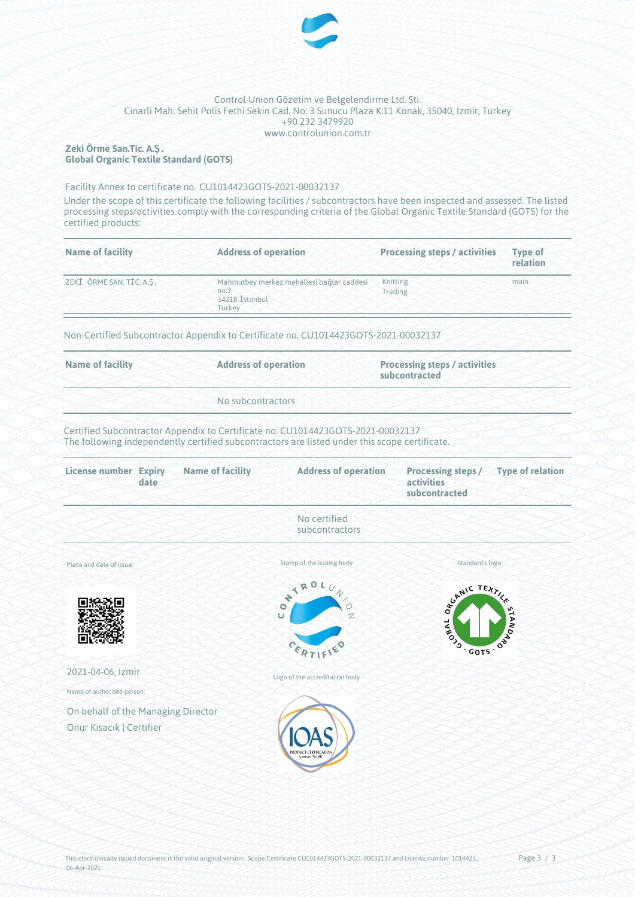Control Union Gözetim ve Belgelendirme Ltd. Sti.
Cinarli Mah. Sehit Polis Fethi Sekin Cad. No: 3 Sunucu Plaza K:11 Konak, 35040, Izmir, Turkey
+90 232 3479920
www.controlunion.com.tr

**Zeki Örme San.Tic. A.Ş.**
**Global Organic Textile Standard (GOTS)**

Facility Annex to certificate no. CU1014423GOTS-2021-00032137

Under the scope of this certificate the following facilities / subcontractors have been inspected and assessed. The listed processing steps/activities comply with the corresponding criteria of the Global Organic Textile Standard (GOTS) for the certified products:

| Name of facility | Address of operation | Processing steps / activities | Type of relation |
|---|---|---|---|
| ZEKİ ÖRME SAN. TİC. A.Ş. | Mahmutbey merkez mahallesi bağlar caddesi no:3<br>34218 İstanbul<br>Turkey | Knitting<br>Trading | main |

Non-Certified Subcontractor Appendix to Certificate no. CU1014423GOTS-2021-00032137

| Name of facility | Address of operation | Processing steps / activities subcontracted |
|---|---|---|
| | No subcontractors | |

Certified Subcontractor Appendix to Certificate no. CU1014423GOTS-2021-00032137
The following independently certified subcontractors are listed under this scope certificate.

| License number | Expiry date | Name of facility | Address of operation | Processing steps / activities subcontracted | Type of relation |
|---|---|---|---|---|---|
| | | | No certified subcontractors | | |

Place and date of issue:

2021-04-06, Izmir

Name of authorised person:

On behalf of the Managing Director
Onur Kısacık | Certifier

Stamp of the issuing body

Logo of the accreditation body

Standard's logo

This electronically issued document is the valid original version. Scope Certificate CU1014423GOTS-2021-00032137 and License number 1014423, 06-Apr-2021